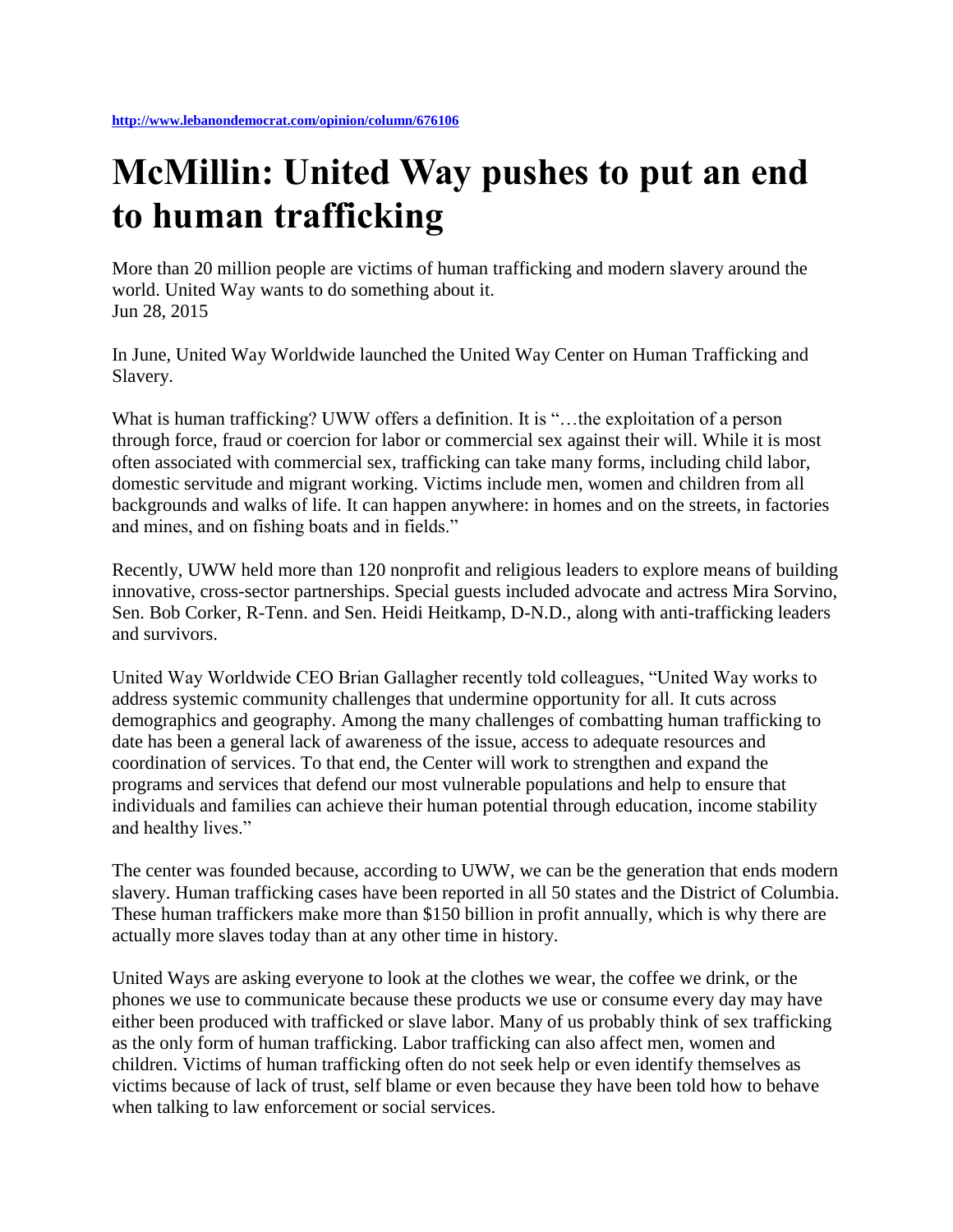http://www.lebanondemocrat.com/opinion/column/676106

# McMillin: United Way pushes to put an end to human trafficking

More than 20 million people are victims of human trafficking and modern slavery around the world. United Way wants to do something about it.
Jun 28, 2015

In June, United Way Worldwide launched the United Way Center on Human Trafficking and Slavery.

What is human trafficking? UWW offers a definition. It is "…the exploitation of a person through force, fraud or coercion for labor or commercial sex against their will. While it is most often associated with commercial sex, trafficking can take many forms, including child labor, domestic servitude and migrant working. Victims include men, women and children from all backgrounds and walks of life. It can happen anywhere: in homes and on the streets, in factories and mines, and on fishing boats and in fields."

Recently, UWW held more than 120 nonprofit and religious leaders to explore means of building innovative, cross-sector partnerships. Special guests included advocate and actress Mira Sorvino, Sen. Bob Corker, R-Tenn. and Sen. Heidi Heitkamp, D-N.D., along with anti-trafficking leaders and survivors.

United Way Worldwide CEO Brian Gallagher recently told colleagues, "United Way works to address systemic community challenges that undermine opportunity for all. It cuts across demographics and geography. Among the many challenges of combatting human trafficking to date has been a general lack of awareness of the issue, access to adequate resources and coordination of services. To that end, the Center will work to strengthen and expand the programs and services that defend our most vulnerable populations and help to ensure that individuals and families can achieve their human potential through education, income stability and healthy lives."

The center was founded because, according to UWW, we can be the generation that ends modern slavery. Human trafficking cases have been reported in all 50 states and the District of Columbia. These human traffickers make more than $150 billion in profit annually, which is why there are actually more slaves today than at any other time in history.

United Ways are asking everyone to look at the clothes we wear, the coffee we drink, or the phones we use to communicate because these products we use or consume every day may have either been produced with trafficked or slave labor. Many of us probably think of sex trafficking as the only form of human trafficking. Labor trafficking can also affect men, women and children. Victims of human trafficking often do not seek help or even identify themselves as victims because of lack of trust, self blame or even because they have been told how to behave when talking to law enforcement or social services.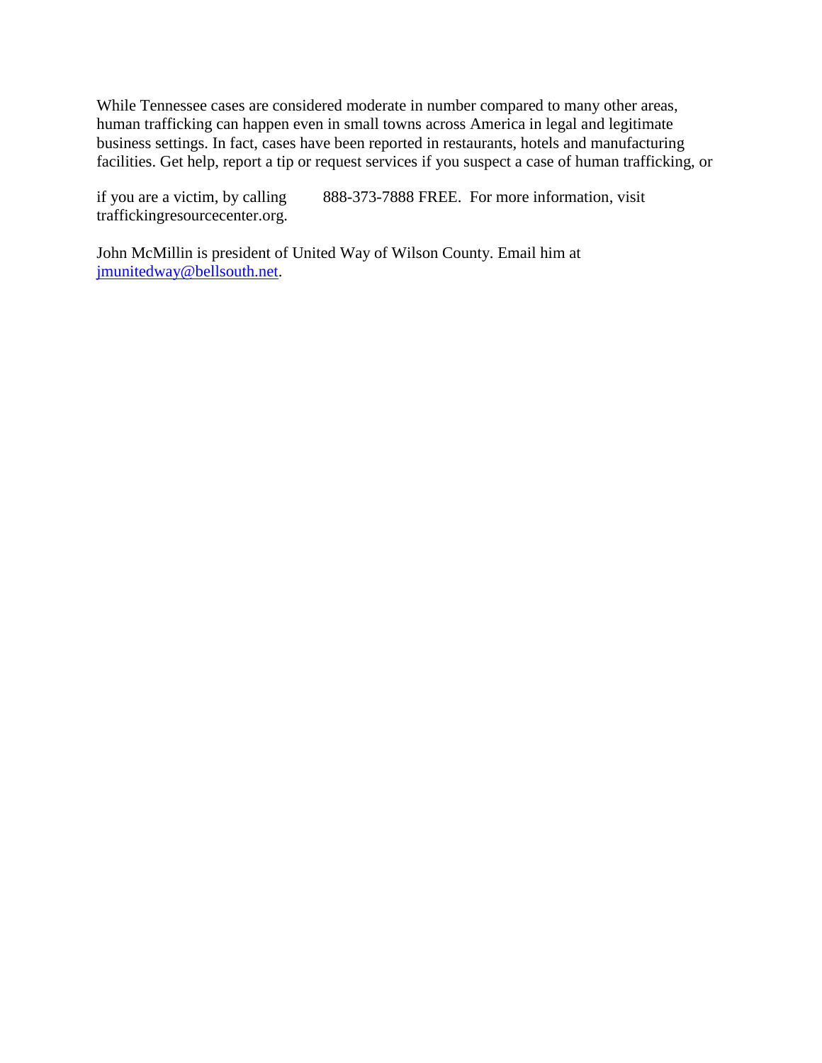While Tennessee cases are considered moderate in number compared to many other areas, human trafficking can happen even in small towns across America in legal and legitimate business settings. In fact, cases have been reported in restaurants, hotels and manufacturing facilities. Get help, report a tip or request services if you suspect a case of human trafficking, or

if you are a victim, by calling 888-373-7888 FREE. For more information, visit traffickingresourcecenter.org.

John McMillin is president of United Way of Wilson County. Email him at jmunitedway@bellsouth.net.